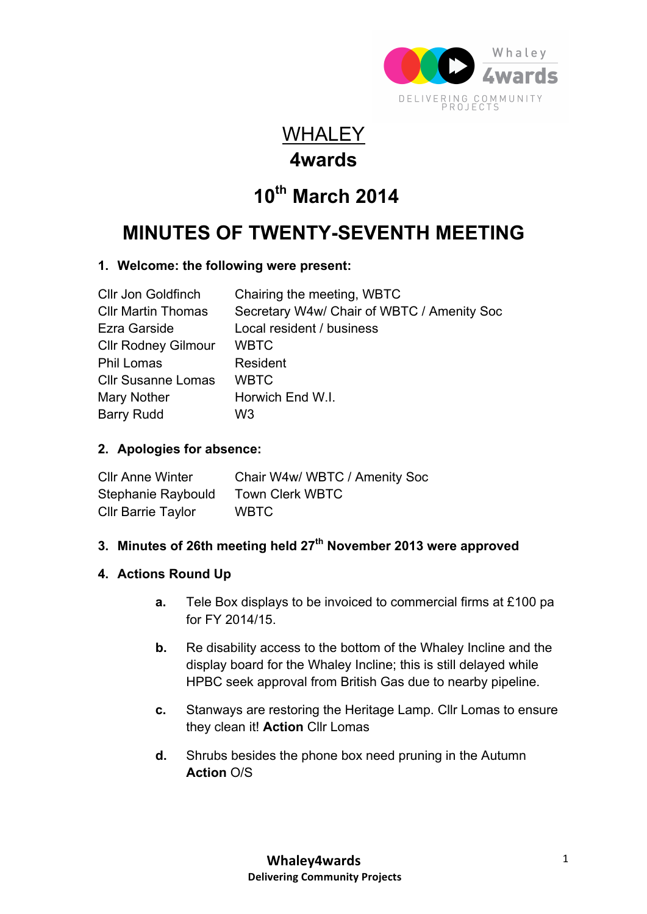# WHALEY

# 4wards

## 10th March 2014

# MINUTES OF TWENTY-SEVENTH MEETING

**1. Welcome: the following were present:**

| | |
|---|---|
| Cllr Jon Goldfinch | Chairing the meeting, WBTC |
| Cllr Martin Thomas | Secretary W4w/ Chair of WBTC / Amenity Soc |
| Ezra Garside | Local resident / business |
| Cllr Rodney Gilmour | WBTC |
| Phil Lomas | Resident |
| Cllr Susanne Lomas | WBTC |
| Mary Nother | Horwich End W.I. |
| Barry Rudd | W3 |

**2. Apologies for absence:**

| | |
|---|---|
| Cllr Anne Winter | Chair W4w/ WBTC / Amenity Soc |
| Stephanie Raybould | Town Clerk WBTC |
| Cllr Barrie Taylor | WBTC |

**3. Minutes of 26th meeting held 27th November 2013 were approved**

**4. Actions Round Up**

**a.** Tele Box displays to be invoiced to commercial firms at £100 pa for FY 2014/15.

**b.** Re disability access to the bottom of the Whaley Incline and the display board for the Whaley Incline; this is still delayed while HPBC seek approval from British Gas due to nearby pipeline.

**c.** Stanways are restoring the Heritage Lamp. Cllr Lomas to ensure they clean it! **Action** Cllr Lomas

**d.** Shrubs besides the phone box need pruning in the Autumn **Action** O/S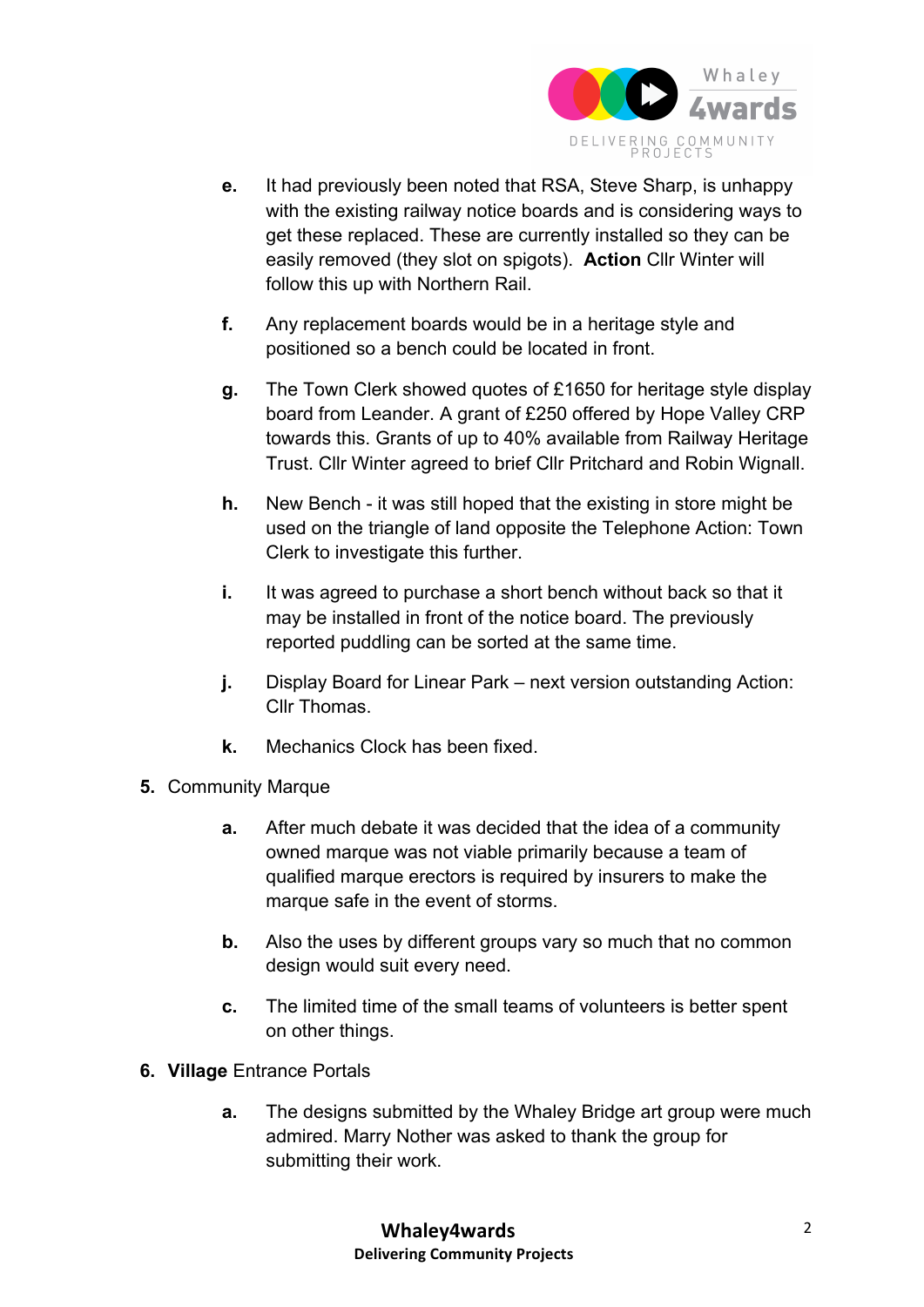**e.** It had previously been noted that RSA, Steve Sharp, is unhappy with the existing railway notice boards and is considering ways to get these replaced. These are currently installed so they can be easily removed (they slot on spigots). **Action** Cllr Winter will follow this up with Northern Rail.

**f.** Any replacement boards would be in a heritage style and positioned so a bench could be located in front.

**g.** The Town Clerk showed quotes of £1650 for heritage style display board from Leander. A grant of £250 offered by Hope Valley CRP towards this. Grants of up to 40% available from Railway Heritage Trust. Cllr Winter agreed to brief Cllr Pritchard and Robin Wignall.

**h.** New Bench - it was still hoped that the existing in store might be used on the triangle of land opposite the Telephone Action: Town Clerk to investigate this further.

**i.** It was agreed to purchase a short bench without back so that it may be installed in front of the notice board. The previously reported puddling can be sorted at the same time.

**j.** Display Board for Linear Park – next version outstanding Action: Cllr Thomas.

**k.** Mechanics Clock has been fixed.

**5.** Community Marque

**a.** After much debate it was decided that the idea of a community owned marque was not viable primarily because a team of qualified marque erectors is required by insurers to make the marque safe in the event of storms.

**b.** Also the uses by different groups vary so much that no common design would suit every need.

**c.** The limited time of the small teams of volunteers is better spent on other things.

**6. Village** Entrance Portals

**a.** The designs submitted by the Whaley Bridge art group were much admired. Marry Nother was asked to thank the group for submitting their work.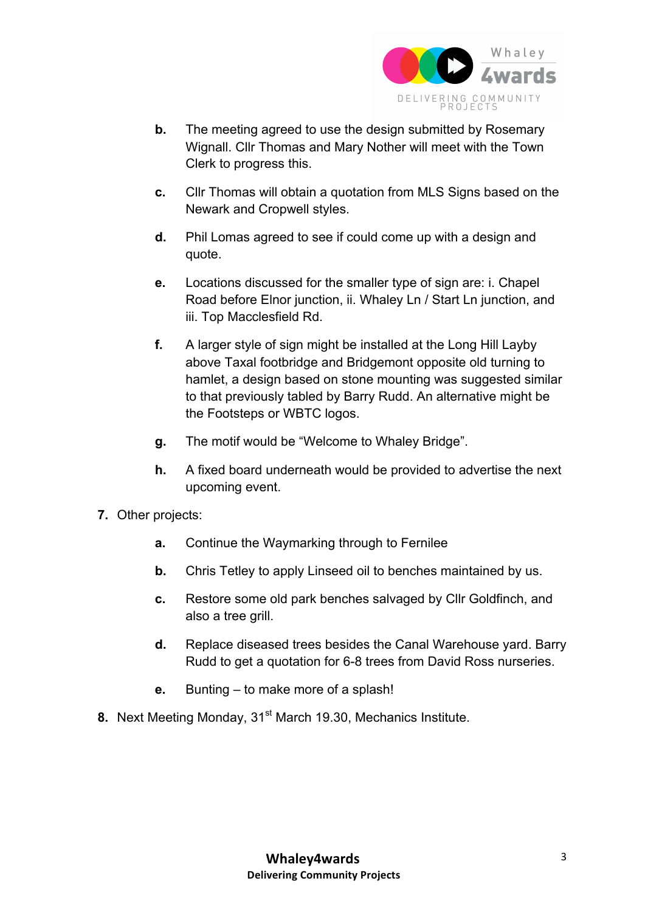b. The meeting agreed to use the design submitted by Rosemary Wignall. Cllr Thomas and Mary Nother will meet with the Town Clerk to progress this.

c. Cllr Thomas will obtain a quotation from MLS Signs based on the Newark and Cropwell styles.

d. Phil Lomas agreed to see if could come up with a design and quote.

e. Locations discussed for the smaller type of sign are: i. Chapel Road before Elnor junction, ii. Whaley Ln / Start Ln junction, and iii. Top Macclesfield Rd.

f. A larger style of sign might be installed at the Long Hill Layby above Taxal footbridge and Bridgemont opposite old turning to hamlet, a design based on stone mounting was suggested similar to that previously tabled by Barry Rudd. An alternative might be the Footsteps or WBTC logos.

g. The motif would be "Welcome to Whaley Bridge".

h. A fixed board underneath would be provided to advertise the next upcoming event.

7. Other projects:

a. Continue the Waymarking through to Fernilee

b. Chris Tetley to apply Linseed oil to benches maintained by us.

c. Restore some old park benches salvaged by Cllr Goldfinch, and also a tree grill.

d. Replace diseased trees besides the Canal Warehouse yard. Barry Rudd to get a quotation for 6-8 trees from David Ross nurseries.

e. Bunting – to make more of a splash!

8. Next Meeting Monday, 31st March 19.30, Mechanics Institute.